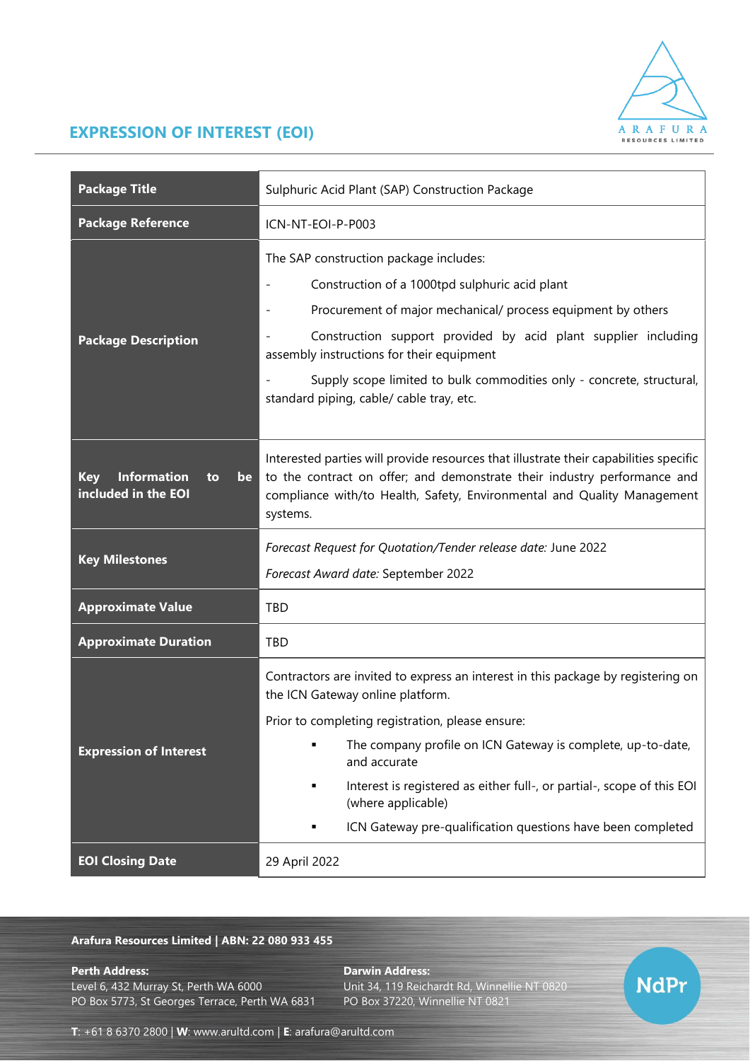# EXPRESSION OF INTEREST (EOI)

| Package Title | Sulphuric Acid Plant (SAP) Construction Package |
|---|---|
| Package Reference | ICN-NT-EOI-P-P003 |
| Package Description | The SAP construction package includes:<br>- Construction of a 1000tpd sulphuric acid plant<br>- Procurement of major mechanical/ process equipment by others<br>- Construction support provided by acid plant supplier including assembly instructions for their equipment<br>- Supply scope limited to bulk commodities only - concrete, structural, standard piping, cable/ cable tray, etc. |
| Key Information to be included in the EOI | Interested parties will provide resources that illustrate their capabilities specific to the contract on offer; and demonstrate their industry performance and compliance with/to Health, Safety, Environmental and Quality Management systems. |
| Key Milestones | *Forecast Request for Quotation/Tender release date:* June 2022<br>*Forecast Award date:* September 2022 |
| Approximate Value | TBD |
| Approximate Duration | TBD |
| Expression of Interest | Contractors are invited to express an interest in this package by registering on the ICN Gateway online platform.<br>Prior to completing registration, please ensure:<br>▪ The company profile on ICN Gateway is complete, up-to-date, and accurate<br>▪ Interest is registered as either full-, or partial-, scope of this EOI (where applicable)<br>▪ ICN Gateway pre-qualification questions have been completed |
| EOI Closing Date | 29 April 2022 |

**Arafura Resources Limited | ABN: 22 080 933 455**

**Perth Address:**
Level 6, 432 Murray St, Perth WA 6000
PO Box 5773, St Georges Terrace, Perth WA 6831

**Darwin Address:**
Unit 34, 119 Reichardt Rd, Winnellie NT 0820
PO Box 37220, Winnellie NT 0821

**T**: +61 8 6370 2800 | **W**: www.arultd.com | **E**: arafura@arultd.com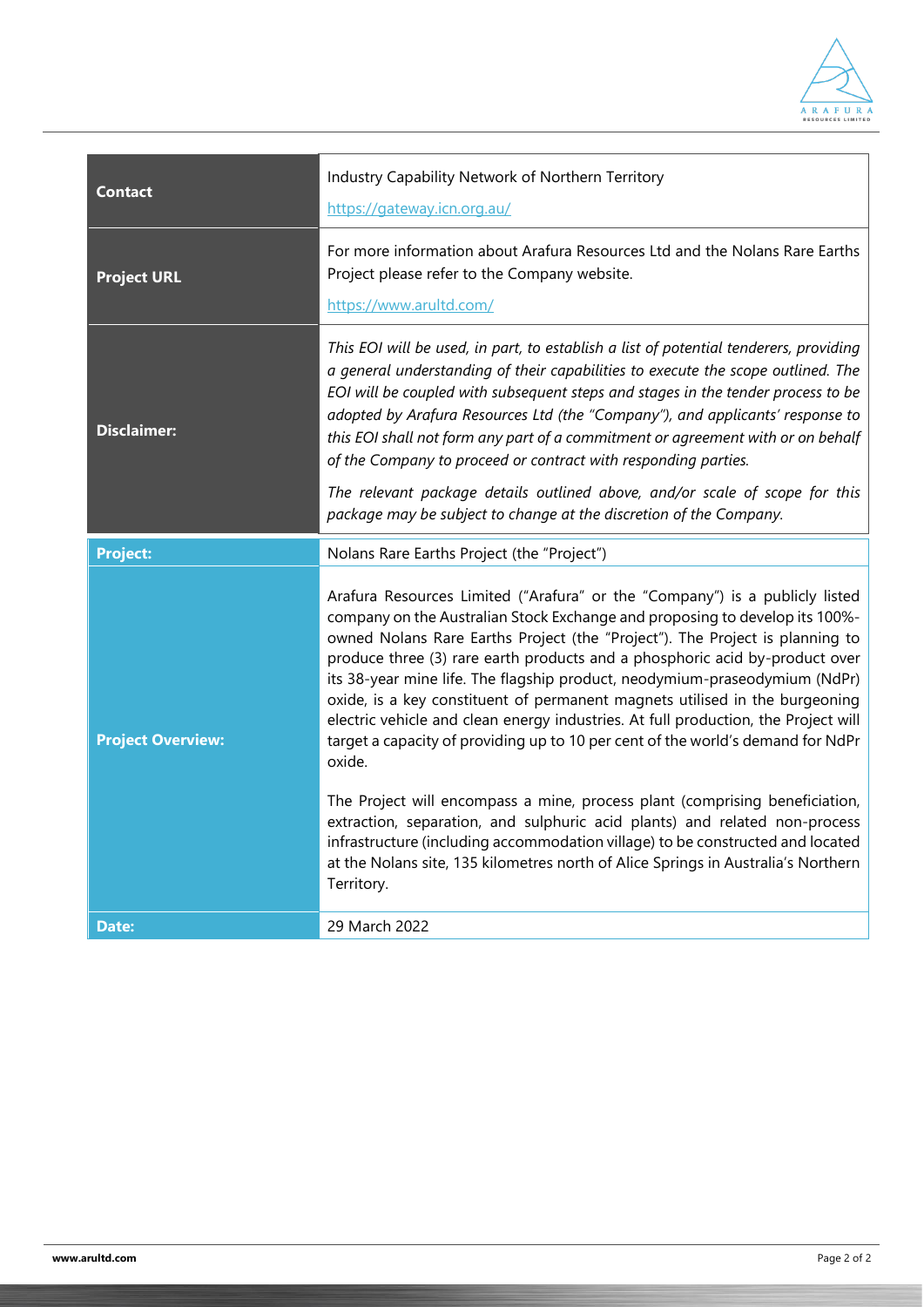| | |
|---|---|
| **Contact** | Industry Capability Network of Northern Territory<br>https://gateway.icn.org.au/ |
| **Project URL** | For more information about Arafura Resources Ltd and the Nolans Rare Earths Project please refer to the Company website.<br>https://www.arultd.com/ |
| **Disclaimer:** | *This EOI will be used, in part, to establish a list of potential tenderers, providing a general understanding of their capabilities to execute the scope outlined. The EOI will be coupled with subsequent steps and stages in the tender process to be adopted by Arafura Resources Ltd (the "Company"), and applicants' response to this EOI shall not form any part of a commitment or agreement with or on behalf of the Company to proceed or contract with responding parties.*<br>*The relevant package details outlined above, and/or scale of scope for this package may be subject to change at the discretion of the Company.* |

| | |
|---|---|
| **Project:** | Nolans Rare Earths Project (the "Project") |
| **Project Overview:** | Arafura Resources Limited ("Arafura" or the "Company") is a publicly listed company on the Australian Stock Exchange and proposing to develop its 100%-owned Nolans Rare Earths Project (the "Project"). The Project is planning to produce three (3) rare earth products and a phosphoric acid by-product over its 38-year mine life. The flagship product, neodymium-praseodymium (NdPr) oxide, is a key constituent of permanent magnets utilised in the burgeoning electric vehicle and clean energy industries. At full production, the Project will target a capacity of providing up to 10 per cent of the world's demand for NdPr oxide.<br><br>The Project will encompass a mine, process plant (comprising beneficiation, extraction, separation, and sulphuric acid plants) and related non-process infrastructure (including accommodation village) to be constructed and located at the Nolans site, 135 kilometres north of Alice Springs in Australia's Northern Territory. |
| **Date:** | 29 March 2022 |